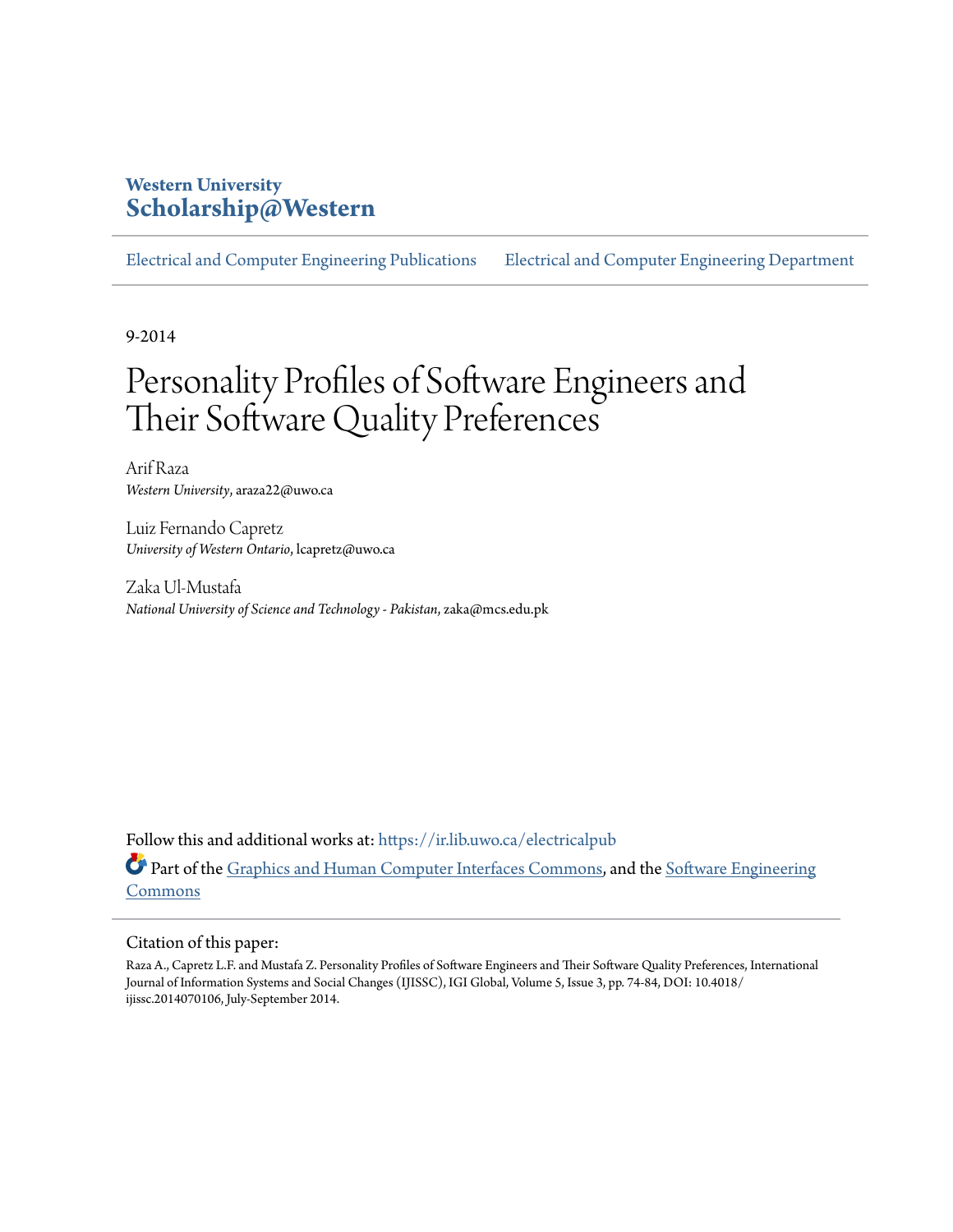**Western University**
**Scholarship@Western**

Electrical and Computer Engineering Publications | Electrical and Computer Engineering Department

9-2014

# Personality Profiles of Software Engineers and Their Software Quality Preferences

Arif Raza
*Western University*, araza22@uwo.ca

Luiz Fernando Capretz
*University of Western Ontario*, lcapretz@uwo.ca

Zaka Ul-Mustafa
*National University of Science and Technology - Pakistan*, zaka@mcs.edu.pk

Follow this and additional works at: https://ir.lib.uwo.ca/electricalpub

Part of the Graphics and Human Computer Interfaces Commons, and the Software Engineering Commons

Citation of this paper:

Raza A., Capretz L.F. and Mustafa Z. Personality Profiles of Software Engineers and Their Software Quality Preferences, International Journal of Information Systems and Social Changes (IJISSC), IGI Global, Volume 5, Issue 3, pp. 74-84, DOI: 10.4018/ijissc.2014070106, July-September 2014.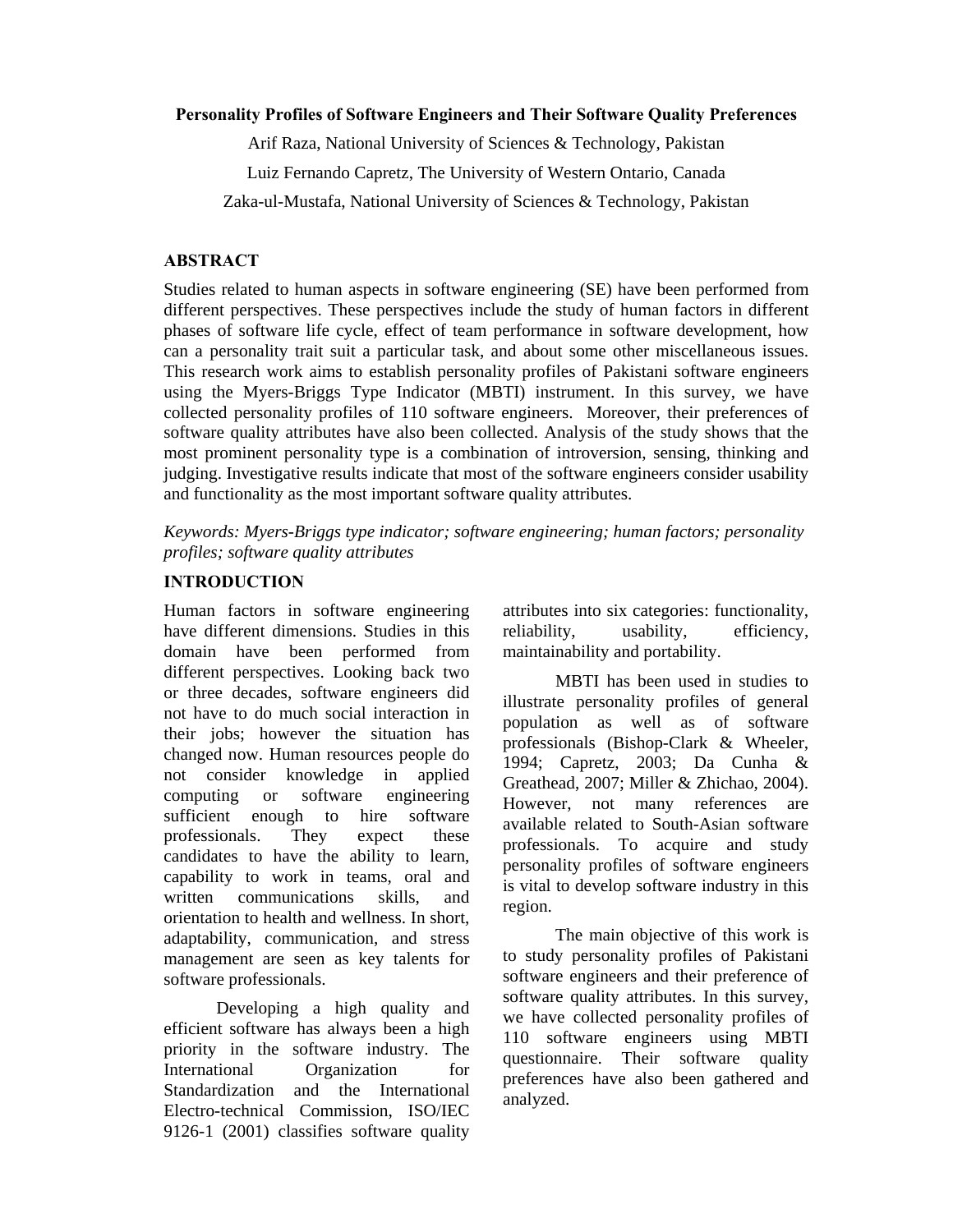**Personality Profiles of Software Engineers and Their Software Quality Preferences**

Arif Raza, National University of Sciences & Technology, Pakistan

Luiz Fernando Capretz, The University of Western Ontario, Canada

Zaka-ul-Mustafa, National University of Sciences & Technology, Pakistan

## ABSTRACT

Studies related to human aspects in software engineering (SE) have been performed from different perspectives. These perspectives include the study of human factors in different phases of software life cycle, effect of team performance in software development, how can a personality trait suit a particular task, and about some other miscellaneous issues. This research work aims to establish personality profiles of Pakistani software engineers using the Myers-Briggs Type Indicator (MBTI) instrument. In this survey, we have collected personality profiles of 110 software engineers. Moreover, their preferences of software quality attributes have also been collected. Analysis of the study shows that the most prominent personality type is a combination of introversion, sensing, thinking and judging. Investigative results indicate that most of the software engineers consider usability and functionality as the most important software quality attributes.

*Keywords: Myers-Briggs type indicator; software engineering; human factors; personality profiles; software quality attributes*

## INTRODUCTION

Human factors in software engineering have different dimensions. Studies in this domain have been performed from different perspectives. Looking back two or three decades, software engineers did not have to do much social interaction in their jobs; however the situation has changed now. Human resources people do not consider knowledge in applied computing or software engineering sufficient enough to hire software professionals. They expect these candidates to have the ability to learn, capability to work in teams, oral and written communications skills, and orientation to health and wellness. In short, adaptability, communication, and stress management are seen as key talents for software professionals.

Developing a high quality and efficient software has always been a high priority in the software industry. The International Organization for Standardization and the International Electro-technical Commission, ISO/IEC 9126-1 (2001) classifies software quality attributes into six categories: functionality, reliability, usability, efficiency, maintainability and portability.

MBTI has been used in studies to illustrate personality profiles of general population as well as of software professionals (Bishop-Clark & Wheeler, 1994; Capretz, 2003; Da Cunha & Greathead, 2007; Miller & Zhichao, 2004). However, not many references are available related to South-Asian software professionals. To acquire and study personality profiles of software engineers is vital to develop software industry in this region.

The main objective of this work is to study personality profiles of Pakistani software engineers and their preference of software quality attributes. In this survey, we have collected personality profiles of 110 software engineers using MBTI questionnaire. Their software quality preferences have also been gathered and analyzed.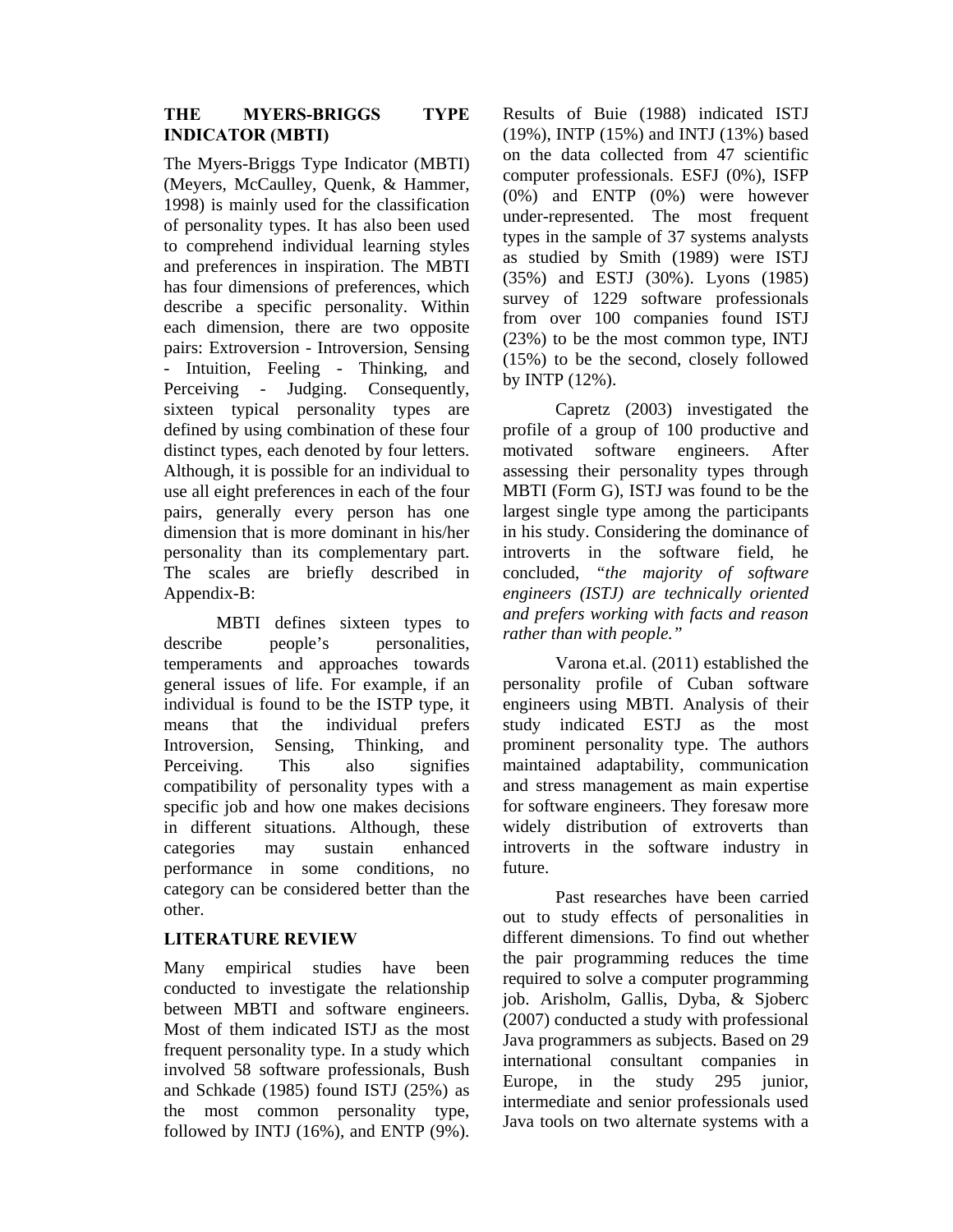## THE MYERS-BRIGGS TYPE INDICATOR (MBTI)

The Myers-Briggs Type Indicator (MBTI) (Meyers, McCaulley, Quenk, & Hammer, 1998) is mainly used for the classification of personality types. It has also been used to comprehend individual learning styles and preferences in inspiration. The MBTI has four dimensions of preferences, which describe a specific personality. Within each dimension, there are two opposite pairs: Extroversion - Introversion, Sensing - Intuition, Feeling - Thinking, and Perceiving - Judging. Consequently, sixteen typical personality types are defined by using combination of these four distinct types, each denoted by four letters. Although, it is possible for an individual to use all eight preferences in each of the four pairs, generally every person has one dimension that is more dominant in his/her personality than its complementary part. The scales are briefly described in Appendix-B:

MBTI defines sixteen types to describe people's personalities, temperaments and approaches towards general issues of life. For example, if an individual is found to be the ISTP type, it means that the individual prefers Introversion, Sensing, Thinking, and Perceiving. This also signifies compatibility of personality types with a specific job and how one makes decisions in different situations. Although, these categories may sustain enhanced performance in some conditions, no category can be considered better than the other.

## LITERATURE REVIEW

Many empirical studies have been conducted to investigate the relationship between MBTI and software engineers. Most of them indicated ISTJ as the most frequent personality type. In a study which involved 58 software professionals, Bush and Schkade (1985) found ISTJ (25%) as the most common personality type, followed by INTJ (16%), and ENTP (9%). Results of Buie (1988) indicated ISTJ (19%), INTP (15%) and INTJ (13%) based on the data collected from 47 scientific computer professionals. ESFJ (0%), ISFP (0%) and ENTP (0%) were however under-represented. The most frequent types in the sample of 37 systems analysts as studied by Smith (1989) were ISTJ (35%) and ESTJ (30%). Lyons (1985) survey of 1229 software professionals from over 100 companies found ISTJ (23%) to be the most common type, INTJ (15%) to be the second, closely followed by INTP (12%).

Capretz (2003) investigated the profile of a group of 100 productive and motivated software engineers. After assessing their personality types through MBTI (Form G), ISTJ was found to be the largest single type among the participants in his study. Considering the dominance of introverts in the software field, he concluded, *"the majority of software engineers (ISTJ) are technically oriented and prefers working with facts and reason rather than with people."*

Varona et.al. (2011) established the personality profile of Cuban software engineers using MBTI. Analysis of their study indicated ESTJ as the most prominent personality type. The authors maintained adaptability, communication and stress management as main expertise for software engineers. They foresaw more widely distribution of extroverts than introverts in the software industry in future.

Past researches have been carried out to study effects of personalities in different dimensions. To find out whether the pair programming reduces the time required to solve a computer programming job. Arisholm, Gallis, Dyba, & Sjoberc (2007) conducted a study with professional Java programmers as subjects. Based on 29 international consultant companies in Europe, in the study 295 junior, intermediate and senior professionals used Java tools on two alternate systems with a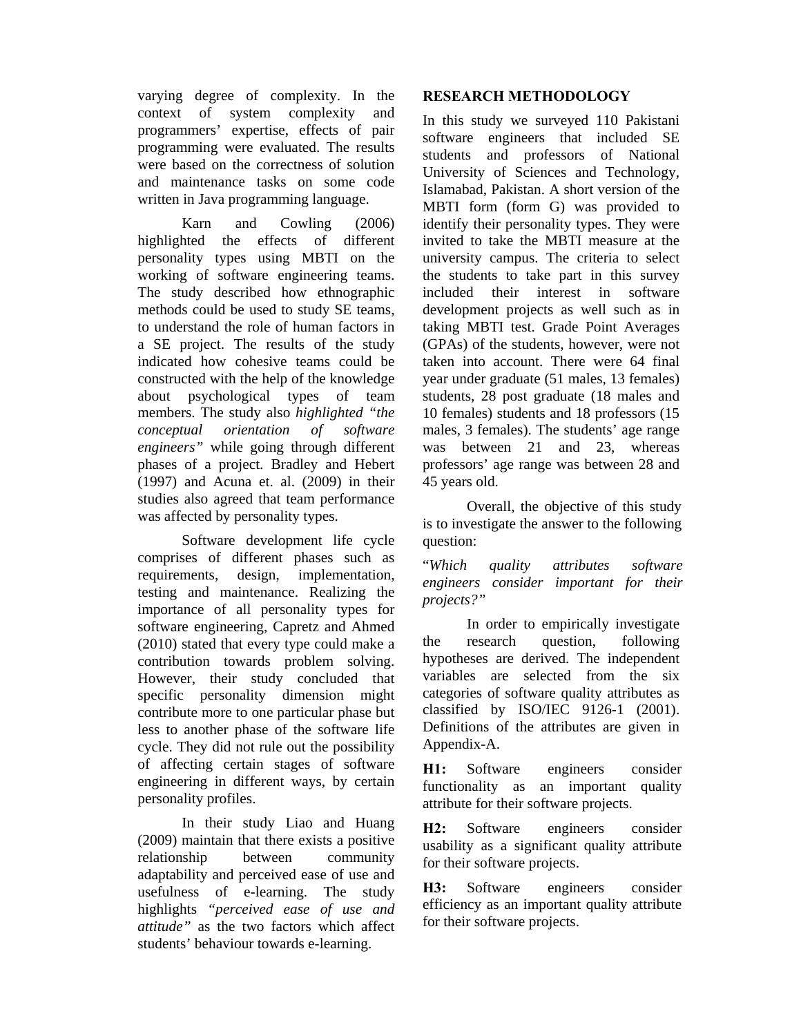varying degree of complexity. In the context of system complexity and programmers' expertise, effects of pair programming were evaluated. The results were based on the correctness of solution and maintenance tasks on some code written in Java programming language.

Karn and Cowling (2006) highlighted the effects of different personality types using MBTI on the working of software engineering teams. The study described how ethnographic methods could be used to study SE teams, to understand the role of human factors in a SE project. The results of the study indicated how cohesive teams could be constructed with the help of the knowledge about psychological types of team members. The study also *highlighted "the conceptual orientation of software engineers"* while going through different phases of a project. Bradley and Hebert (1997) and Acuna et. al. (2009) in their studies also agreed that team performance was affected by personality types.

Software development life cycle comprises of different phases such as requirements, design, implementation, testing and maintenance. Realizing the importance of all personality types for software engineering, Capretz and Ahmed (2010) stated that every type could make a contribution towards problem solving. However, their study concluded that specific personality dimension might contribute more to one particular phase but less to another phase of the software life cycle. They did not rule out the possibility of affecting certain stages of software engineering in different ways, by certain personality profiles.

In their study Liao and Huang (2009) maintain that there exists a positive relationship between community adaptability and perceived ease of use and usefulness of e-learning. The study highlights *"perceived ease of use and attitude"* as the two factors which affect students' behaviour towards e-learning.

## RESEARCH METHODOLOGY

In this study we surveyed 110 Pakistani software engineers that included SE students and professors of National University of Sciences and Technology, Islamabad, Pakistan. A short version of the MBTI form (form G) was provided to identify their personality types. They were invited to take the MBTI measure at the university campus. The criteria to select the students to take part in this survey included their interest in software development projects as well such as in taking MBTI test. Grade Point Averages (GPAs) of the students, however, were not taken into account. There were 64 final year under graduate (51 males, 13 females) students, 28 post graduate (18 males and 10 females) students and 18 professors (15 males, 3 females). The students' age range was between 21 and 23, whereas professors' age range was between 28 and 45 years old.

Overall, the objective of this study is to investigate the answer to the following question:

"*Which quality attributes software engineers consider important for their projects?"*

In order to empirically investigate the research question, following hypotheses are derived. The independent variables are selected from the six categories of software quality attributes as classified by ISO/IEC 9126-1 (2001). Definitions of the attributes are given in Appendix-A.

**H1:** Software engineers consider functionality as an important quality attribute for their software projects.

**H2:** Software engineers consider usability as a significant quality attribute for their software projects.

**H3:** Software engineers consider efficiency as an important quality attribute for their software projects.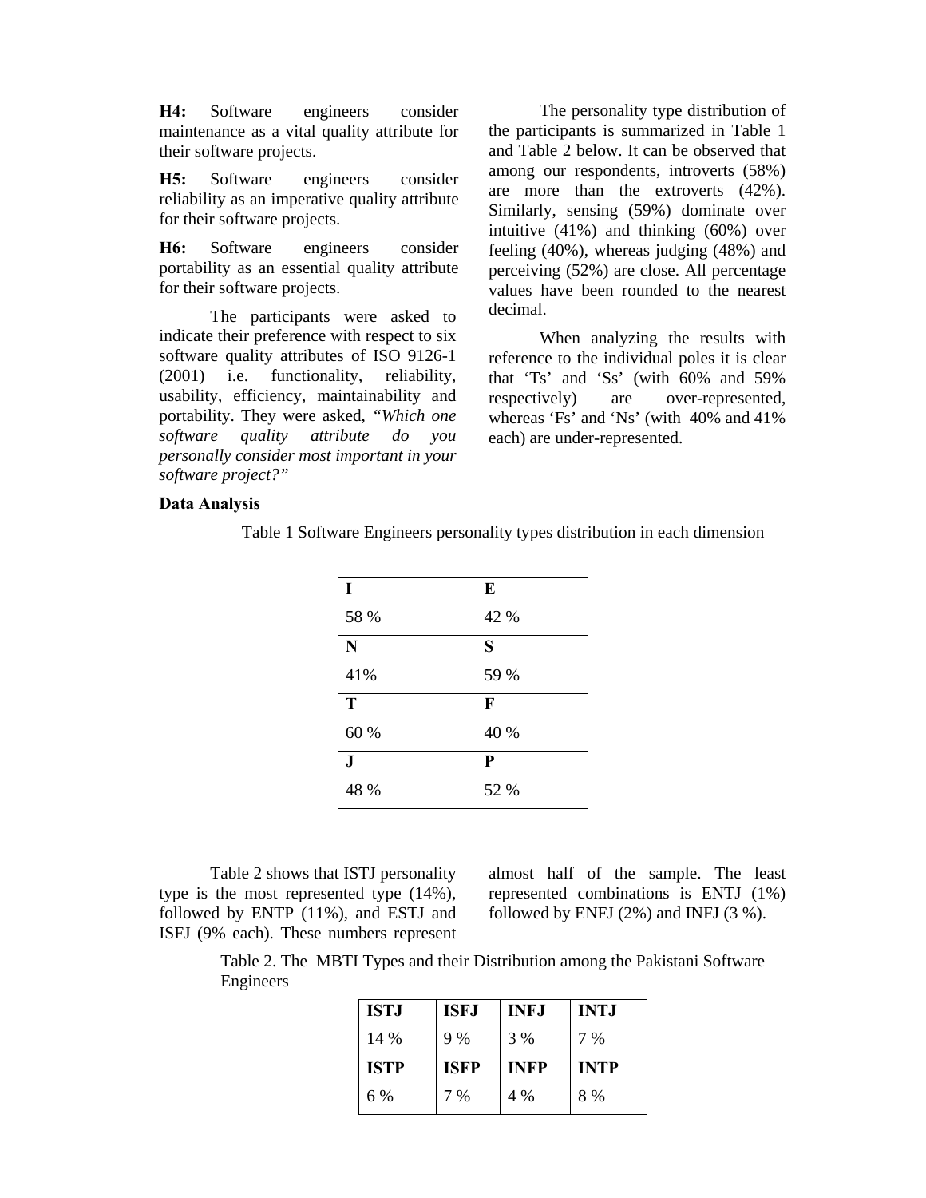**H4:** Software engineers consider maintenance as a vital quality attribute for their software projects.

**H5:** Software engineers consider reliability as an imperative quality attribute for their software projects.

**H6:** Software engineers consider portability as an essential quality attribute for their software projects.

The participants were asked to indicate their preference with respect to six software quality attributes of ISO 9126-1 (2001) i.e. functionality, reliability, usability, efficiency, maintainability and portability. They were asked, *"Which one software quality attribute do you personally consider most important in your software project?"*

The personality type distribution of the participants is summarized in Table 1 and Table 2 below. It can be observed that among our respondents, introverts (58%) are more than the extroverts (42%). Similarly, sensing (59%) dominate over intuitive (41%) and thinking (60%) over feeling (40%), whereas judging (48%) and perceiving (52%) are close. All percentage values have been rounded to the nearest decimal.

When analyzing the results with reference to the individual poles it is clear that 'Ts' and 'Ss' (with 60% and 59% respectively) are over-represented, whereas 'Fs' and 'Ns' (with 40% and 41% each) are under-represented.

**Data Analysis**

Table 1 Software Engineers personality types distribution in each dimension

| I | E |
|---|---|
| 58 % | 42 % |
| **N** | **S** |
| 41% | 59 % |
| **T** | **F** |
| 60 % | 40 % |
| **J** | **P** |
| 48 % | 52 % |

Table 2 shows that ISTJ personality type is the most represented type (14%), followed by ENTP (11%), and ESTJ and ISFJ (9% each). These numbers represent almost half of the sample. The least represented combinations is ENTJ (1%) followed by ENFJ (2%) and INFJ (3 %).

Table 2. The MBTI Types and their Distribution among the Pakistani Software Engineers

| ISTJ | ISFJ | INFJ | INTJ |
|---|---|---|---|
| 14 % | 9 % | 3 % | 7 % |
| **ISTP** | **ISFP** | **INFP** | **INTP** |
| 6 % | 7 % | 4 % | 8 % |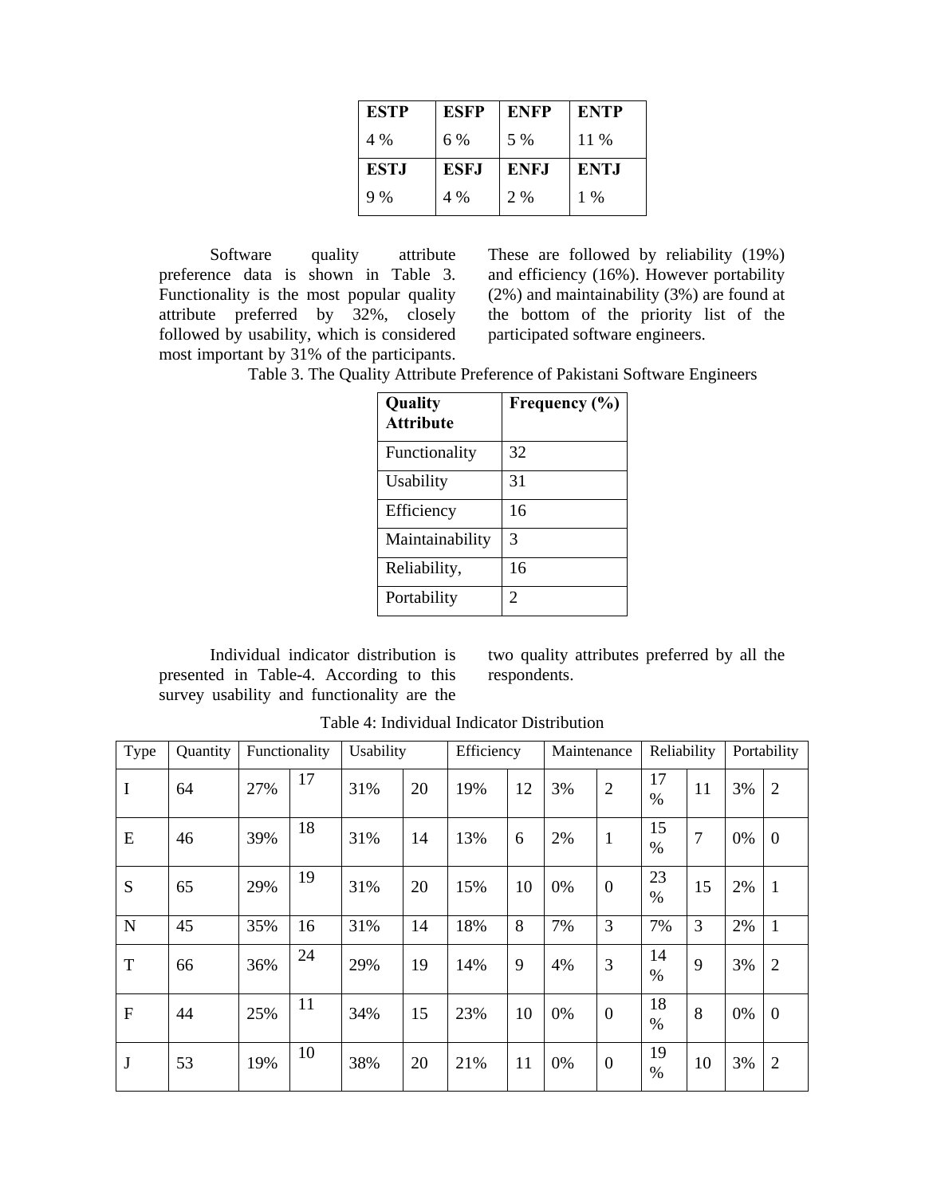| ESTP | ESFP | ENFP | ENTP |
| --- | --- | --- | --- |
| 4 % | 6 % | 5 % | 11 % |
| **ESTJ** | **ESFJ** | **ENFJ** | **ENTJ** |
| 9 % | 4 % | 2 % | 1 % |

Software quality attribute preference data is shown in Table 3. Functionality is the most popular quality attribute preferred by 32%, closely followed by usability, which is considered most important by 31% of the participants. These are followed by reliability (19%) and efficiency (16%). However portability (2%) and maintainability (3%) are found at the bottom of the priority list of the participated software engineers.

Table 3. The Quality Attribute Preference of Pakistani Software Engineers

| Quality Attribute | Frequency (%) |
| --- | --- |
| Functionality | 32 |
| Usability | 31 |
| Efficiency | 16 |
| Maintainability | 3 |
| Reliability, | 16 |
| Portability | 2 |

Individual indicator distribution is presented in Table-4. According to this survey usability and functionality are the two quality attributes preferred by all the respondents.

Table 4: Individual Indicator Distribution

| Type | Quantity | Functionality | | Usability | | Efficiency | | Maintenance | | Reliability | | Portability | |
| --- | --- | --- | --- | --- | --- | --- | --- | --- | --- | --- | --- | --- | --- |
| I | 64 | 27% | 17 | 31% | 20 | 19% | 12 | 3% | 2 | 17 % | 11 | 3% | 2 |
| E | 46 | 39% | 18 | 31% | 14 | 13% | 6 | 2% | 1 | 15 % | 7 | 0% | 0 |
| S | 65 | 29% | 19 | 31% | 20 | 15% | 10 | 0% | 0 | 23 % | 15 | 2% | 1 |
| N | 45 | 35% | 16 | 31% | 14 | 18% | 8 | 7% | 3 | 7% | 3 | 2% | 1 |
| T | 66 | 36% | 24 | 29% | 19 | 14% | 9 | 4% | 3 | 14 % | 9 | 3% | 2 |
| F | 44 | 25% | 11 | 34% | 15 | 23% | 10 | 0% | 0 | 18 % | 8 | 0% | 0 |
| J | 53 | 19% | 10 | 38% | 20 | 21% | 11 | 0% | 0 | 19 % | 10 | 3% | 2 |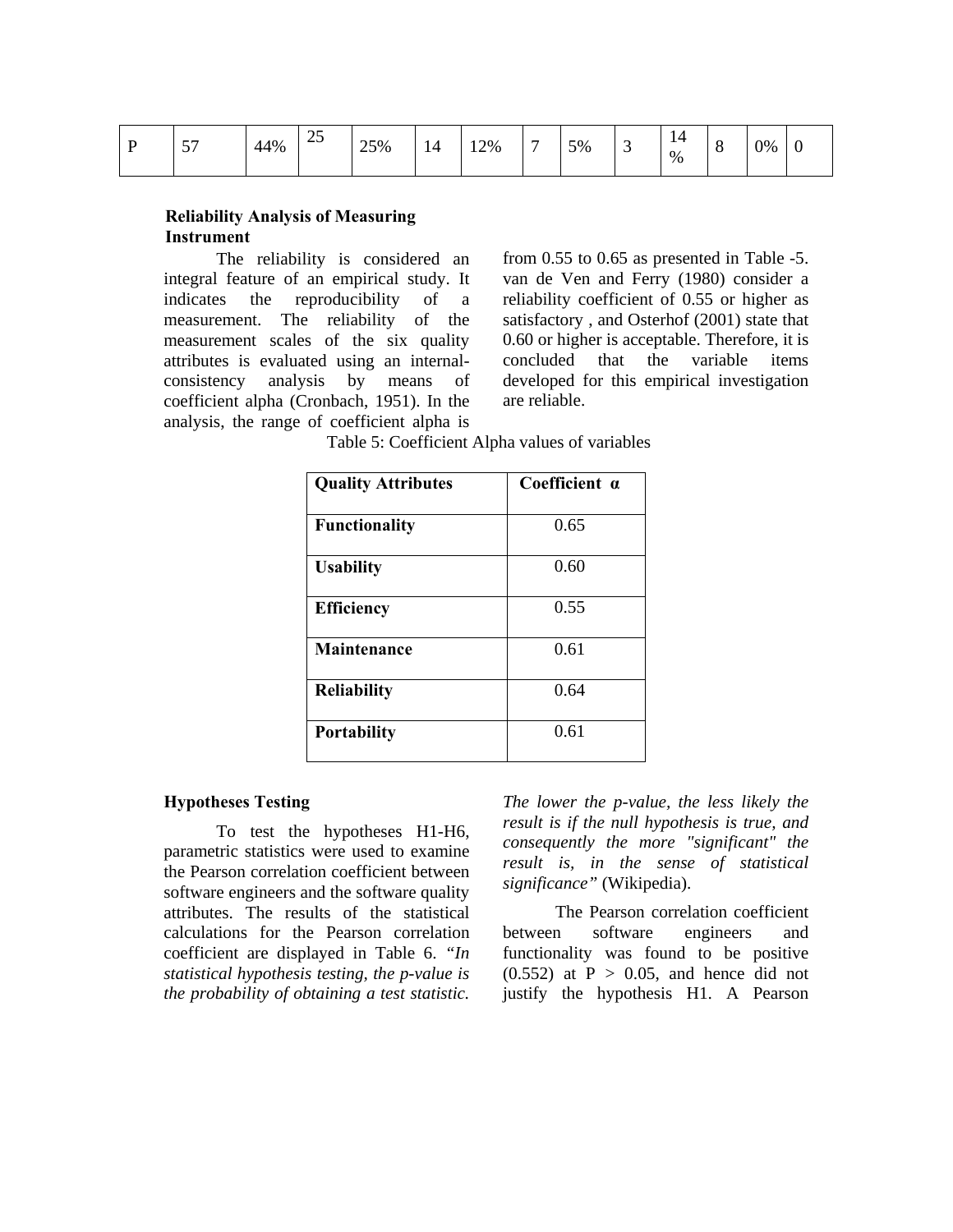| P | 57 | 44% | 25 | 25% | 14 | 12% | 7 | 5% | 3 | 14 % | 8 | 0% | 0 |
|---|---|---|---|---|---|---|---|---|---|---|---|---|---|

**Reliability Analysis of Measuring Instrument**

The reliability is considered an integral feature of an empirical study. It indicates the reproducibility of a measurement. The reliability of the measurement scales of the six quality attributes is evaluated using an internal-consistency analysis by means of coefficient alpha (Cronbach, 1951). In the analysis, the range of coefficient alpha is from 0.55 to 0.65 as presented in Table -5. van de Ven and Ferry (1980) consider a reliability coefficient of 0.55 or higher as satisfactory , and Osterhof (2001) state that 0.60 or higher is acceptable. Therefore, it is concluded that the variable items developed for this empirical investigation are reliable.

Table 5: Coefficient Alpha values of variables

| **Quality Attributes** | **Coefficient α** |
|---|---|
| **Functionality** | 0.65 |
| **Usability** | 0.60 |
| **Efficiency** | 0.55 |
| **Maintenance** | 0.61 |
| **Reliability** | 0.64 |
| **Portability** | 0.61 |

**Hypotheses Testing**

To test the hypotheses H1-H6, parametric statistics were used to examine the Pearson correlation coefficient between software engineers and the software quality attributes. The results of the statistical calculations for the Pearson correlation coefficient are displayed in Table 6. *"In statistical hypothesis testing, the p-value is the probability of obtaining a test statistic. The lower the p-value, the less likely the result is if the null hypothesis is true, and consequently the more "significant" the result is, in the sense of statistical significance"* (Wikipedia).

The Pearson correlation coefficient between software engineers and functionality was found to be positive (0.552) at $P > 0.05$, and hence did not justify the hypothesis H1. A Pearson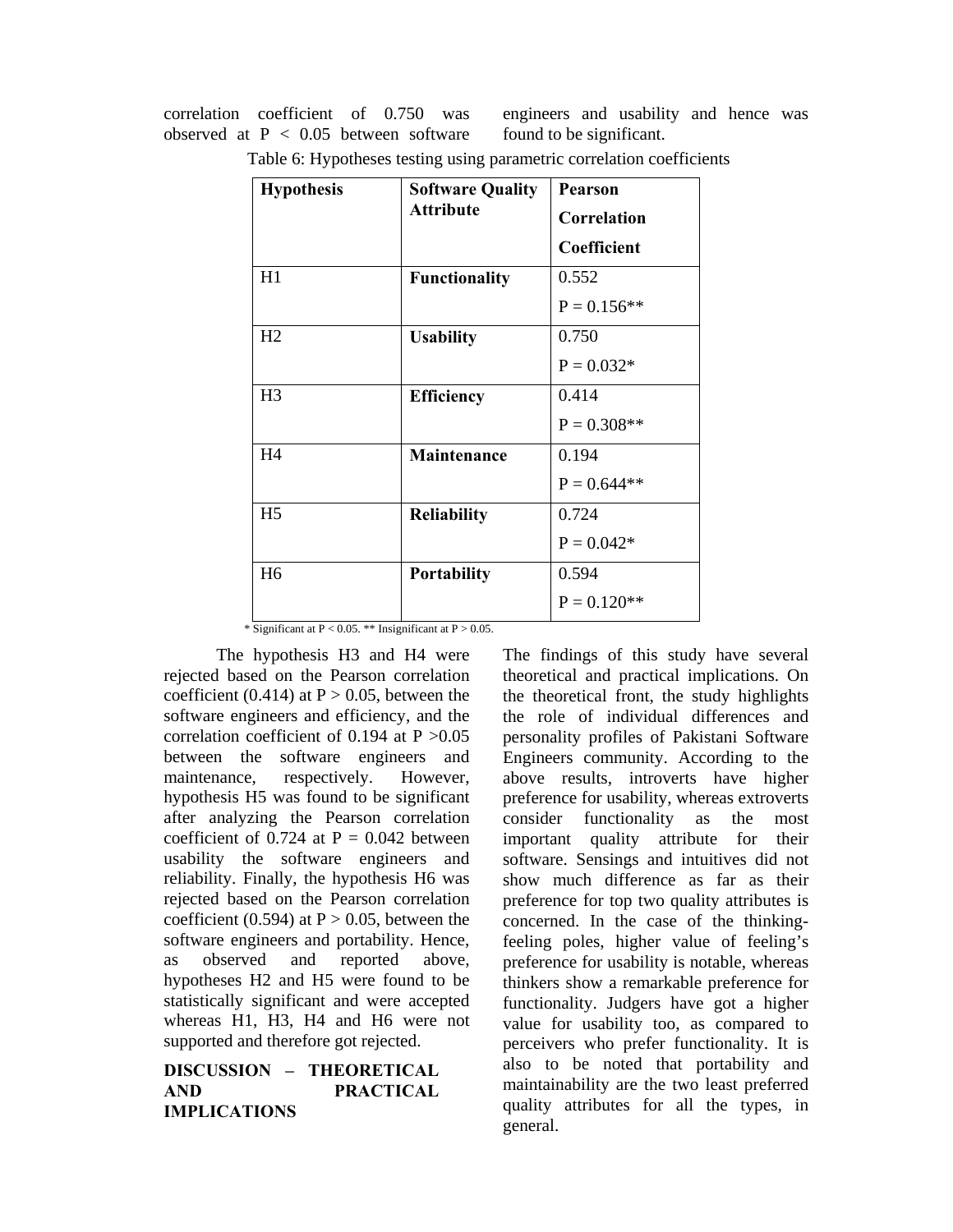correlation coefficient of 0.750 was observed at $P < 0.05$ between software engineers and usability and hence was found to be significant.

Table 6: Hypotheses testing using parametric correlation coefficients

| Hypothesis | Software Quality Attribute | Pearson Correlation Coefficient |
|---|---|---|
| H1 | **Functionality** | 0.552<br>$P = 0.156$** |
| H2 | **Usability** | 0.750<br>$P = 0.032$* |
| H3 | **Efficiency** | 0.414<br>$P = 0.308$** |
| H4 | **Maintenance** | 0.194<br>$P = 0.644$** |
| H5 | **Reliability** | 0.724<br>$P = 0.042$* |
| H6 | **Portability** | 0.594<br>$P = 0.120$** |

\* Significant at $P < 0.05$. ** Insignificant at $P > 0.05$.

The hypothesis H3 and H4 were rejected based on the Pearson correlation coefficient (0.414) at $P > 0.05$, between the software engineers and efficiency, and the correlation coefficient of 0.194 at $P > 0.05$ between the software engineers and maintenance, respectively. However, hypothesis H5 was found to be significant after analyzing the Pearson correlation coefficient of 0.724 at $P = 0.042$ between usability the software engineers and reliability. Finally, the hypothesis H6 was rejected based on the Pearson correlation coefficient (0.594) at $P > 0.05$, between the software engineers and portability. Hence, as observed and reported above, hypotheses H2 and H5 were found to be statistically significant and were accepted whereas H1, H3, H4 and H6 were not supported and therefore got rejected.

## DISCUSSION – THEORETICAL AND PRACTICAL IMPLICATIONS

The findings of this study have several theoretical and practical implications. On the theoretical front, the study highlights the role of individual differences and personality profiles of Pakistani Software Engineers community. According to the above results, introverts have higher preference for usability, whereas extroverts consider functionality as the most important quality attribute for their software. Sensings and intuitives did not show much difference as far as their preference for top two quality attributes is concerned. In the case of the thinking-feeling poles, higher value of feeling's preference for usability is notable, whereas thinkers show a remarkable preference for functionality. Judgers have got a higher value for usability too, as compared to perceivers who prefer functionality. It is also to be noted that portability and maintainability are the two least preferred quality attributes for all the types, in general.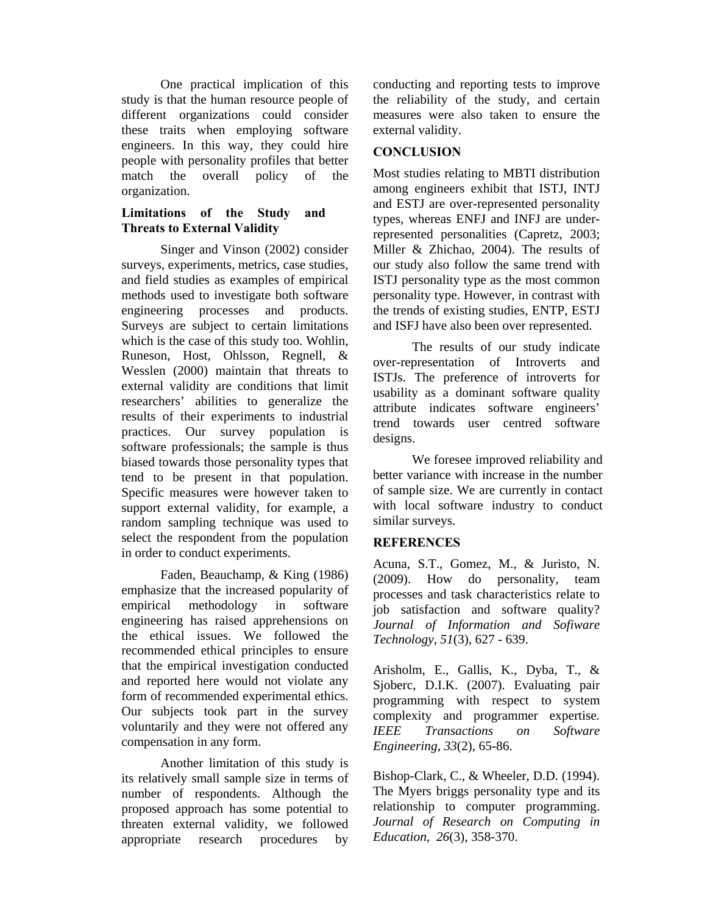One practical implication of this study is that the human resource people of different organizations could consider these traits when employing software engineers. In this way, they could hire people with personality profiles that better match the overall policy of the organization.

### Limitations of the Study and Threats to External Validity

Singer and Vinson (2002) consider surveys, experiments, metrics, case studies, and field studies as examples of empirical methods used to investigate both software engineering processes and products. Surveys are subject to certain limitations which is the case of this study too. Wohlin, Runeson, Host, Ohlsson, Regnell, & Wesslen (2000) maintain that threats to external validity are conditions that limit researchers' abilities to generalize the results of their experiments to industrial practices. Our survey population is software professionals; the sample is thus biased towards those personality types that tend to be present in that population. Specific measures were however taken to support external validity, for example, a random sampling technique was used to select the respondent from the population in order to conduct experiments.

Faden, Beauchamp, & King (1986) emphasize that the increased popularity of empirical methodology in software engineering has raised apprehensions on the ethical issues. We followed the recommended ethical principles to ensure that the empirical investigation conducted and reported here would not violate any form of recommended experimental ethics. Our subjects took part in the survey voluntarily and they were not offered any compensation in any form.

Another limitation of this study is its relatively small sample size in terms of number of respondents. Although the proposed approach has some potential to threaten external validity, we followed appropriate research procedures by conducting and reporting tests to improve the reliability of the study, and certain measures were also taken to ensure the external validity.

## CONCLUSION

Most studies relating to MBTI distribution among engineers exhibit that ISTJ, INTJ and ESTJ are over-represented personality types, whereas ENFJ and INFJ are under-represented personalities (Capretz, 2003; Miller & Zhichao, 2004). The results of our study also follow the same trend with ISTJ personality type as the most common personality type. However, in contrast with the trends of existing studies, ENTP, ESTJ and ISFJ have also been over represented.

The results of our study indicate over-representation of Introverts and ISTJs. The preference of introverts for usability as a dominant software quality attribute indicates software engineers' trend towards user centred software designs.

We foresee improved reliability and better variance with increase in the number of sample size. We are currently in contact with local software industry to conduct similar surveys.

## REFERENCES

Acuna, S.T., Gomez, M., & Juristo, N. (2009). How do personality, team processes and task characteristics relate to job satisfaction and software quality? *Journal of Information and Sofiware Technology*, *51*(3), 627 - 639.

Arisholm, E., Gallis, K., Dyba, T., & Sjoberc, D.I.K. (2007). Evaluating pair programming with respect to system complexity and programmer expertise. *IEEE Transactions on Software Engineering*, *33*(2), 65-86.

Bishop-Clark, C., & Wheeler, D.D. (1994). The Myers briggs personality type and its relationship to computer programming. *Journal of Research on Computing in Education, 26*(3), 358-370.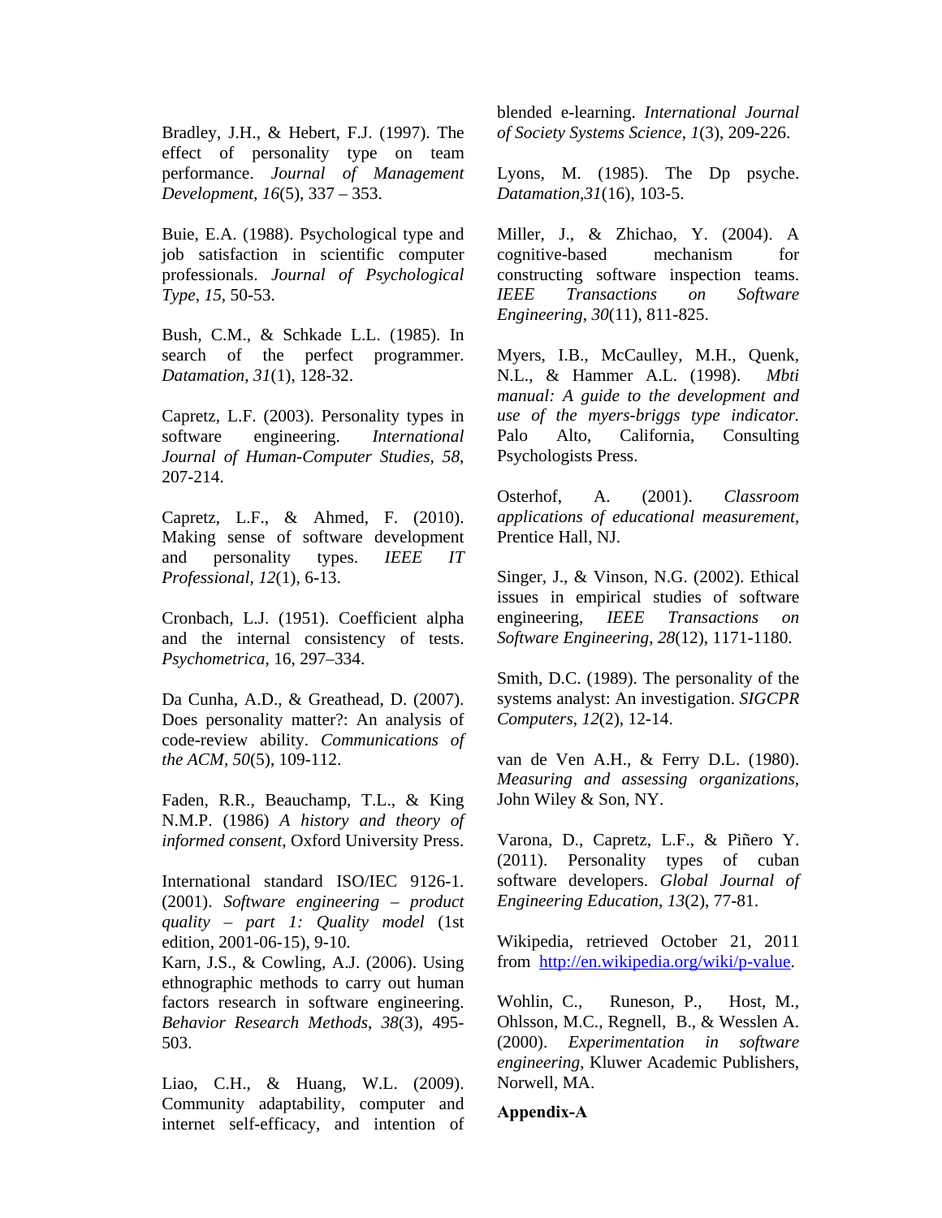Bradley, J.H., & Hebert, F.J. (1997). The effect of personality type on team performance. *Journal of Management Development*, *16*(5), 337 – 353.

Buie, E.A. (1988). Psychological type and job satisfaction in scientific computer professionals. *Journal of Psychological Type*, *15*, 50-53.

Bush, C.M., & Schkade L.L. (1985). In search of the perfect programmer. *Datamation*, *31*(1), 128-32.

Capretz, L.F. (2003). Personality types in software engineering. *International Journal of Human-Computer Studies*, *58*, 207-214.

Capretz, L.F., & Ahmed, F. (2010). Making sense of software development and personality types. *IEEE IT Professional*, *12*(1), 6-13.

Cronbach, L.J. (1951). Coefficient alpha and the internal consistency of tests. *Psychometrica*, 16, 297–334.

Da Cunha, A.D., & Greathead, D. (2007). Does personality matter?: An analysis of code-review ability. *Communications of the ACM*, *50*(5), 109-112.

Faden, R.R., Beauchamp, T.L., & King N.M.P. (1986) *A history and theory of informed consent*, Oxford University Press.

International standard ISO/IEC 9126-1. (2001). *Software engineering – product quality – part 1: Quality model* (1st edition, 2001-06-15), 9-10.

Karn, J.S., & Cowling, A.J. (2006). Using ethnographic methods to carry out human factors research in software engineering. *Behavior Research Methods*, *38*(3), 495-503.

Liao, C.H., & Huang, W.L. (2009). Community adaptability, computer and internet self-efficacy, and intention of blended e-learning. *International Journal of Society Systems Science*, *1*(3), 209-226.

Lyons, M. (1985). The Dp psyche. *Datamation*,*31*(16), 103-5.

Miller, J., & Zhichao, Y. (2004). A cognitive-based mechanism for constructing software inspection teams. *IEEE Transactions on Software Engineering*, *30*(11), 811-825.

Myers, I.B., McCaulley, M.H., Quenk, N.L., & Hammer A.L. (1998). *Mbti manual: A guide to the development and use of the myers-briggs type indicator.* Palo Alto, California, Consulting Psychologists Press.

Osterhof, A. (2001). *Classroom applications of educational measurement*, Prentice Hall, NJ.

Singer, J., & Vinson, N.G. (2002). Ethical issues in empirical studies of software engineering, *IEEE Transactions on Software Engineering*, *28*(12), 1171-1180.

Smith, D.C. (1989). The personality of the systems analyst: An investigation. *SIGCPR Computers*, *12*(2), 12-14.

van de Ven A.H., & Ferry D.L. (1980). *Measuring and assessing organizations*, John Wiley & Son, NY.

Varona, D., Capretz, L.F., & Piñero Y. (2011). Personality types of cuban software developers. *Global Journal of Engineering Education*, *13*(2), 77-81.

Wikipedia, retrieved October 21, 2011 from http://en.wikipedia.org/wiki/p-value.

Wohlin, C., Runeson, P., Host, M., Ohlsson, M.C., Regnell, B., & Wesslen A. (2000). *Experimentation in software engineering*, Kluwer Academic Publishers, Norwell, MA.

**Appendix-A**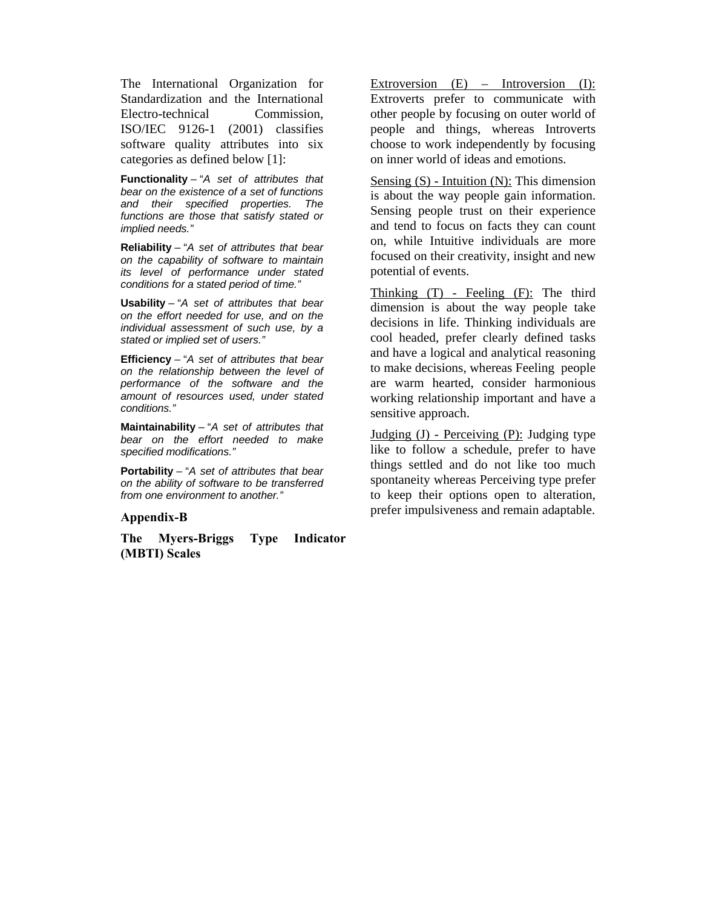The International Organization for Standardization and the International Electro-technical Commission, ISO/IEC 9126-1 (2001) classifies software quality attributes into six categories as defined below [1]:

**Functionality** – "*A set of attributes that bear on the existence of a set of functions and their specified properties. The functions are those that satisfy stated or implied needs.*"

**Reliability** – "*A set of attributes that bear on the capability of software to maintain its level of performance under stated conditions for a stated period of time.*"

**Usability** – "*A set of attributes that bear on the effort needed for use, and on the individual assessment of such use, by a stated or implied set of users.*"

**Efficiency** – "*A set of attributes that bear on the relationship between the level of performance of the software and the amount of resources used, under stated conditions.*"

**Maintainability** – "*A set of attributes that bear on the effort needed to make specified modifications.*"

**Portability** – "*A set of attributes that bear on the ability of software to be transferred from one environment to another.*"

## Appendix-B

### The Myers-Briggs Type Indicator (MBTI) Scales

<u>Extroversion (E) – Introversion (I):</u> Extroverts prefer to communicate with other people by focusing on outer world of people and things, whereas Introverts choose to work independently by focusing on inner world of ideas and emotions.

<u>Sensing (S) - Intuition (N):</u> This dimension is about the way people gain information. Sensing people trust on their experience and tend to focus on facts they can count on, while Intuitive individuals are more focused on their creativity, insight and new potential of events.

<u>Thinking (T) - Feeling (F):</u> The third dimension is about the way people take decisions in life. Thinking individuals are cool headed, prefer clearly defined tasks and have a logical and analytical reasoning to make decisions, whereas Feeling people are warm hearted, consider harmonious working relationship important and have a sensitive approach.

<u>Judging (J) - Perceiving (P):</u> Judging type like to follow a schedule, prefer to have things settled and do not like too much spontaneity whereas Perceiving type prefer to keep their options open to alteration, prefer impulsiveness and remain adaptable.